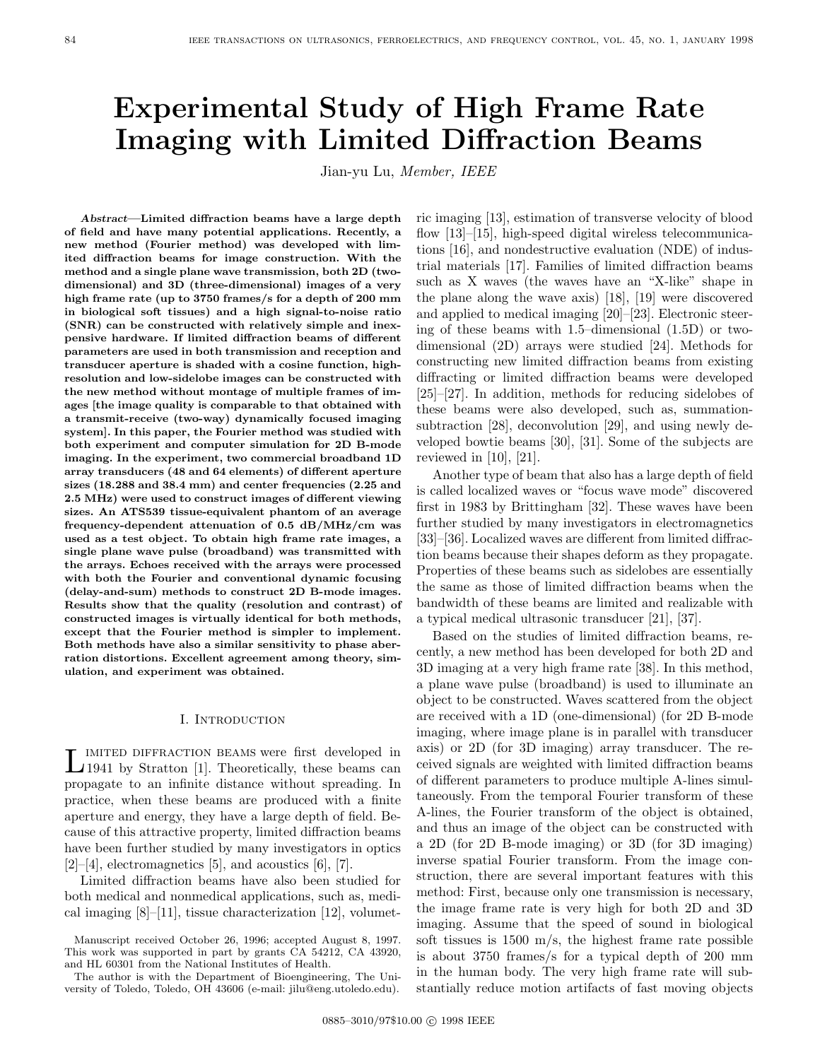# Experimental Study of High Frame Rate Imaging with Limited Diffraction Beams

Jian-yu Lu, *Member, IEEE*

***Abstract*—Limited diffraction beams have a large depth of field and have many potential applications. Recently, a new method (Fourier method) was developed with limited diffraction beams for image construction. With the method and a single plane wave transmission, both 2D (two-dimensional) and 3D (three-dimensional) images of a very high frame rate (up to 3750 frames/s for a depth of 200 mm in biological soft tissues) and a high signal-to-noise ratio (SNR) can be constructed with relatively simple and inexpensive hardware. If limited diffraction beams of different parameters are used in both transmission and reception and transducer aperture is shaded with a cosine function, high-resolution and low-sidelobe images can be constructed with the new method without montage of multiple frames of images [the image quality is comparable to that obtained with a transmit-receive (two-way) dynamically focused imaging system]. In this paper, the Fourier method was studied with both experiment and computer simulation for 2D B-mode imaging. In the experiment, two commercial broadband 1D array transducers (48 and 64 elements) of different aperture sizes (18.288 and 38.4 mm) and center frequencies (2.25 and 2.5 MHz) were used to construct images of different viewing sizes. An ATS539 tissue-equivalent phantom of an average frequency-dependent attenuation of 0.5 dB/MHz/cm was used as a test object. To obtain high frame rate images, a single plane wave pulse (broadband) was transmitted with the arrays. Echoes received with the arrays were processed with both the Fourier and conventional dynamic focusing (delay-and-sum) methods to construct 2D B-mode images. Results show that the quality (resolution and contrast) of constructed images is virtually identical for both methods, except that the Fourier method is simpler to implement. Both methods have also a similar sensitivity to phase aberration distortions. Excellent agreement among theory, simulation, and experiment was obtained.**

## I. Introduction

Limited diffraction beams were first developed in 1941 by Stratton [1]. Theoretically, these beams can propagate to an infinite distance without spreading. In practice, when these beams are produced with a finite aperture and energy, they have a large depth of field. Because of this attractive property, limited diffraction beams have been further studied by many investigators in optics [2]–[4], electromagnetics [5], and acoustics [6], [7].

Limited diffraction beams have also been studied for both medical and nonmedical applications, such as, medical imaging [8]–[11], tissue characterization [12], volumetric imaging [13], estimation of transverse velocity of blood flow [13]–[15], high-speed digital wireless telecommunications [16], and nondestructive evaluation (NDE) of industrial materials [17]. Families of limited diffraction beams such as X waves (the waves have an "X-like" shape in the plane along the wave axis) [18], [19] were discovered and applied to medical imaging [20]–[23]. Electronic steering of these beams with 1.5-dimensional (1.5D) or two-dimensional (2D) arrays were studied [24]. Methods for constructing new limited diffraction beams from existing diffracting or limited diffraction beams were developed [25]–[27]. In addition, methods for reducing sidelobes of these beams were also developed, such as, summation-subtraction [28], deconvolution [29], and using newly developed bowtie beams [30], [31]. Some of the subjects are reviewed in [10], [21].

Another type of beam that also has a large depth of field is called localized waves or "focus wave mode" discovered first in 1983 by Brittingham [32]. These waves have been further studied by many investigators in electromagnetics [33]–[36]. Localized waves are different from limited diffraction beams because their shapes deform as they propagate. Properties of these beams such as sidelobes are essentially the same as those of limited diffraction beams when the bandwidth of these beams are limited and realizable with a typical medical ultrasonic transducer [21], [37].

Based on the studies of limited diffraction beams, recently, a new method has been developed for both 2D and 3D imaging at a very high frame rate [38]. In this method, a plane wave pulse (broadband) is used to illuminate an object to be constructed. Waves scattered from the object are received with a 1D (one-dimensional) (for 2D B-mode imaging, where image plane is in parallel with transducer axis) or 2D (for 3D imaging) array transducer. The received signals are weighted with limited diffraction beams of different parameters to produce multiple A-lines simultaneously. From the temporal Fourier transform of these A-lines, the Fourier transform of the object is obtained, and thus an image of the object can be constructed with a 2D (for 2D B-mode imaging) or 3D (for 3D imaging) inverse spatial Fourier transform. From the image construction, there are several important features with this method: First, because only one transmission is necessary, the image frame rate is very high for both 2D and 3D imaging. Assume that the speed of sound in biological soft tissues is 1500 m/s, the highest frame rate possible is about 3750 frames/s for a typical depth of 200 mm in the human body. The very high frame rate will substantially reduce motion artifacts of fast moving objects

Manuscript received October 26, 1996; accepted August 8, 1997. This work was supported in part by grants CA 54212, CA 43920, and HL 60301 from the National Institutes of Health.

The author is with the Department of Bioengineering, The University of Toledo, Toledo, OH 43606 (e-mail: jilu@eng.utoledo.edu).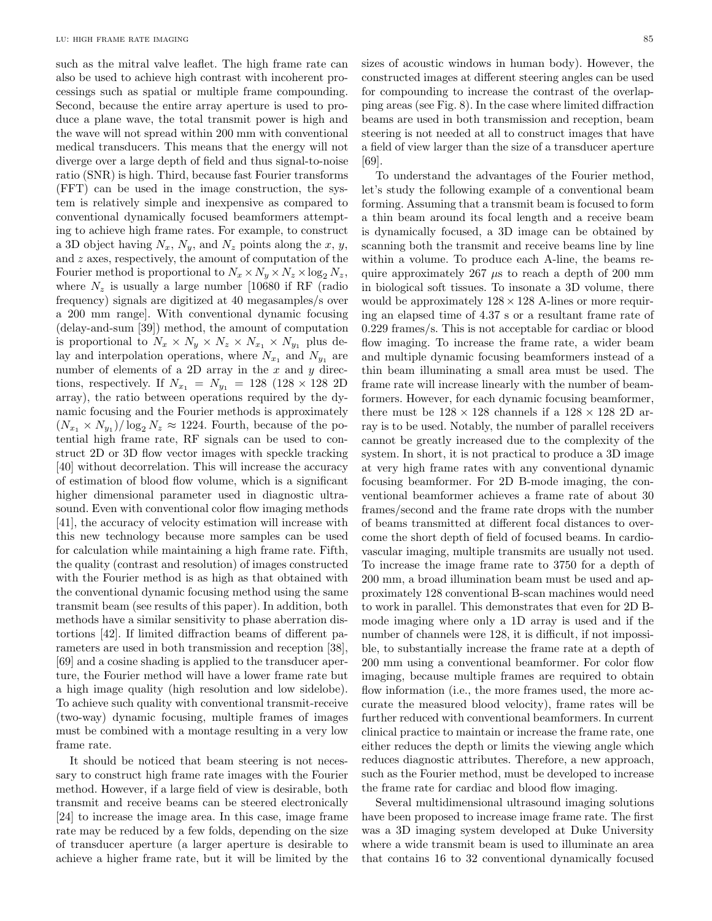such as the mitral valve leaflet. The high frame rate can also be used to achieve high contrast with incoherent processings such as spatial or multiple frame compounding. Second, because the entire array aperture is used to produce a plane wave, the total transmit power is high and the wave will not spread within 200 mm with conventional medical transducers. This means that the energy will not diverge over a large depth of field and thus signal-to-noise ratio (SNR) is high. Third, because fast Fourier transforms (FFT) can be used in the image construction, the system is relatively simple and inexpensive as compared to conventional dynamically focused beamformers attempting to achieve high frame rates. For example, to construct a 3D object having $N_x$, $N_y$, and $N_z$ points along the $x$, $y$, and $z$ axes, respectively, the amount of computation of the Fourier method is proportional to $N_x \times N_y \times N_z \times \log_2 N_z$, where $N_z$ is usually a large number [10680 if RF (radio frequency) signals are digitized at 40 megasamples/s over a 200 mm range]. With conventional dynamic focusing (delay-and-sum [39]) method, the amount of computation is proportional to $N_x \times N_y \times N_z \times N_{x_1} \times N_{y_1}$ plus delay and interpolation operations, where $N_{x_1}$ and $N_{y_1}$ are number of elements of a 2D array in the $x$ and $y$ directions, respectively. If $N_{x_1} = N_{y_1} = 128$ ($128 \times 128$ 2D array), the ratio between operations required by the dynamic focusing and the Fourier methods is approximately $(N_{x_1} \times N_{y_1})/\log_2 N_z \approx 1224$. Fourth, because of the potential high frame rate, RF signals can be used to construct 2D or 3D flow vector images with speckle tracking [40] without decorrelation. This will increase the accuracy of estimation of blood flow volume, which is a significant higher dimensional parameter used in diagnostic ultrasound. Even with conventional color flow imaging methods [41], the accuracy of velocity estimation will increase with this new technology because more samples can be used for calculation while maintaining a high frame rate. Fifth, the quality (contrast and resolution) of images constructed with the Fourier method is as high as that obtained with the conventional dynamic focusing method using the same transmit beam (see results of this paper). In addition, both methods have a similar sensitivity to phase aberration distortions [42]. If limited diffraction beams of different parameters are used in both transmission and reception [38], [69] and a cosine shading is applied to the transducer aperture, the Fourier method will have a lower frame rate but a high image quality (high resolution and low sidelobe). To achieve such quality with conventional transmit-receive (two-way) dynamic focusing, multiple frames of images must be combined with a montage resulting in a very low frame rate.

It should be noticed that beam steering is not necessary to construct high frame rate images with the Fourier method. However, if a large field of view is desirable, both transmit and receive beams can be steered electronically [24] to increase the image area. In this case, image frame rate may be reduced by a few folds, depending on the size of transducer aperture (a larger aperture is desirable to achieve a higher frame rate, but it will be limited by the sizes of acoustic windows in human body). However, the constructed images at different steering angles can be used for compounding to increase the contrast of the overlapping areas (see Fig. 8). In the case where limited diffraction beams are used in both transmission and reception, beam steering is not needed at all to construct images that have a field of view larger than the size of a transducer aperture [69].

To understand the advantages of the Fourier method, let's study the following example of a conventional beam forming. Assuming that a transmit beam is focused to form a thin beam around its focal length and a receive beam is dynamically focused, a 3D image can be obtained by scanning both the transmit and receive beams line by line within a volume. To produce each A-line, the beams require approximately 267 $\mu$s to reach a depth of 200 mm in biological soft tissues. To insonate a 3D volume, there would be approximately $128 \times 128$ A-lines or more requiring an elapsed time of 4.37 s or a resultant frame rate of 0.229 frames/s. This is not acceptable for cardiac or blood flow imaging. To increase the frame rate, a wider beam and multiple dynamic focusing beamformers instead of a thin beam illuminating a small area must be used. The frame rate will increase linearly with the number of beamformers. However, for each dynamic focusing beamformer, there must be $128 \times 128$ channels if a $128 \times 128$ 2D array is to be used. Notably, the number of parallel receivers cannot be greatly increased due to the complexity of the system. In short, it is not practical to produce a 3D image at very high frame rates with any conventional dynamic focusing beamformer. For 2D B-mode imaging, the conventional beamformer achieves a frame rate of about 30 frames/second and the frame rate drops with the number of beams transmitted at different focal distances to overcome the short depth of field of focused beams. In cardiovascular imaging, multiple transmits are usually not used. To increase the image frame rate to 3750 for a depth of 200 mm, a broad illumination beam must be used and approximately 128 conventional B-scan machines would need to work in parallel. This demonstrates that even for 2D B-mode imaging where only a 1D array is used and if the number of channels were 128, it is difficult, if not impossible, to substantially increase the frame rate at a depth of 200 mm using a conventional beamformer. For color flow imaging, because multiple frames are required to obtain flow information (i.e., the more frames used, the more accurate the measured blood velocity), frame rates will be further reduced with conventional beamformers. In current clinical practice to maintain or increase the frame rate, one either reduces the depth or limits the viewing angle which reduces diagnostic attributes. Therefore, a new approach, such as the Fourier method, must be developed to increase the frame rate for cardiac and blood flow imaging.

Several multidimensional ultrasound imaging solutions have been proposed to increase image frame rate. The first was a 3D imaging system developed at Duke University where a wide transmit beam is used to illuminate an area that contains 16 to 32 conventional dynamically focused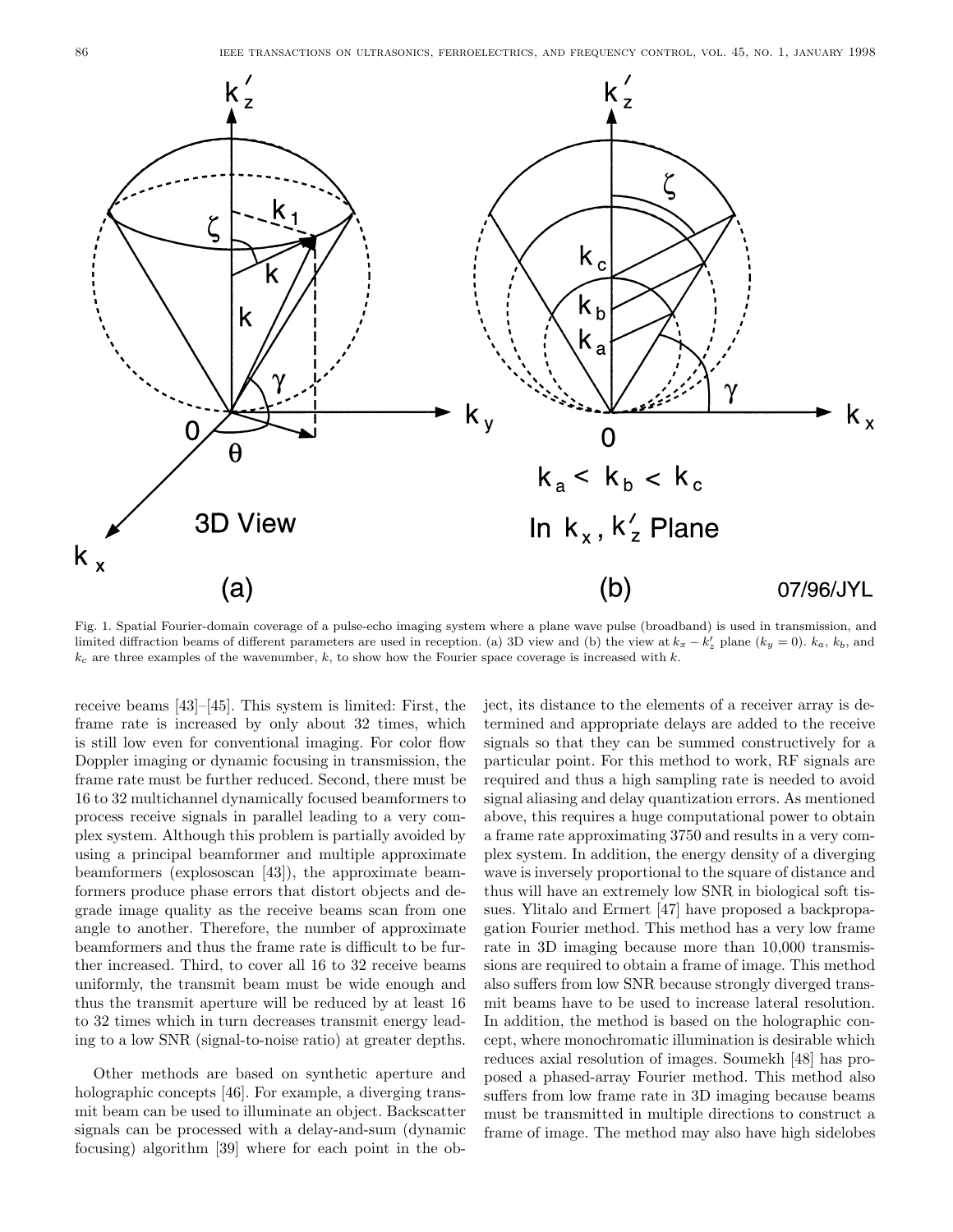Fig. 1. Spatial Fourier-domain coverage of a pulse-echo imaging system where a plane wave pulse (broadband) is used in transmission, and limited diffraction beams of different parameters are used in reception. (a) 3D view and (b) the view at $k_x - k_z'$ plane ($k_y = 0$). $k_a$, $k_b$, and $k_c$ are three examples of the wavenumber, $k$, to show how the Fourier space coverage is increased with $k$.

receive beams [43]–[45]. This system is limited: First, the frame rate is increased by only about 32 times, which is still low even for conventional imaging. For color flow Doppler imaging or dynamic focusing in transmission, the frame rate must be further reduced. Second, there must be 16 to 32 multichannel dynamically focused beamformers to process receive signals in parallel leading to a very complex system. Although this problem is partially avoided by using a principal beamformer and multiple approximate beamformers (explososcan [43]), the approximate beamformers produce phase errors that distort objects and degrade image quality as the receive beams scan from one angle to another. Therefore, the number of approximate beamformers and thus the frame rate is difficult to be further increased. Third, to cover all 16 to 32 receive beams uniformly, the transmit beam must be wide enough and thus the transmit aperture will be reduced by at least 16 to 32 times which in turn decreases transmit energy leading to a low SNR (signal-to-noise ratio) at greater depths.

Other methods are based on synthetic aperture and holographic concepts [46]. For example, a diverging transmit beam can be used to illuminate an object. Backscatter signals can be processed with a delay-and-sum (dynamic focusing) algorithm [39] where for each point in the object, its distance to the elements of a receiver array is determined and appropriate delays are added to the receive signals so that they can be summed constructively for a particular point. For this method to work, RF signals are required and thus a high sampling rate is needed to avoid signal aliasing and delay quantization errors. As mentioned above, this requires a huge computational power to obtain a frame rate approximating 3750 and results in a very complex system. In addition, the energy density of a diverging wave is inversely proportional to the square of distance and thus will have an extremely low SNR in biological soft tissues. Ylitalo and Ermert [47] have proposed a backpropagation Fourier method. This method has a very low frame rate in 3D imaging because more than 10,000 transmissions are required to obtain a frame of image. This method also suffers from low SNR because strongly diverged transmit beams have to be used to increase lateral resolution. In addition, the method is based on the holographic concept, where monochromatic illumination is desirable which reduces axial resolution of images. Soumekh [48] has proposed a phased-array Fourier method. This method also suffers from low frame rate in 3D imaging because beams must be transmitted in multiple directions to construct a frame of image. The method may also have high sidelobes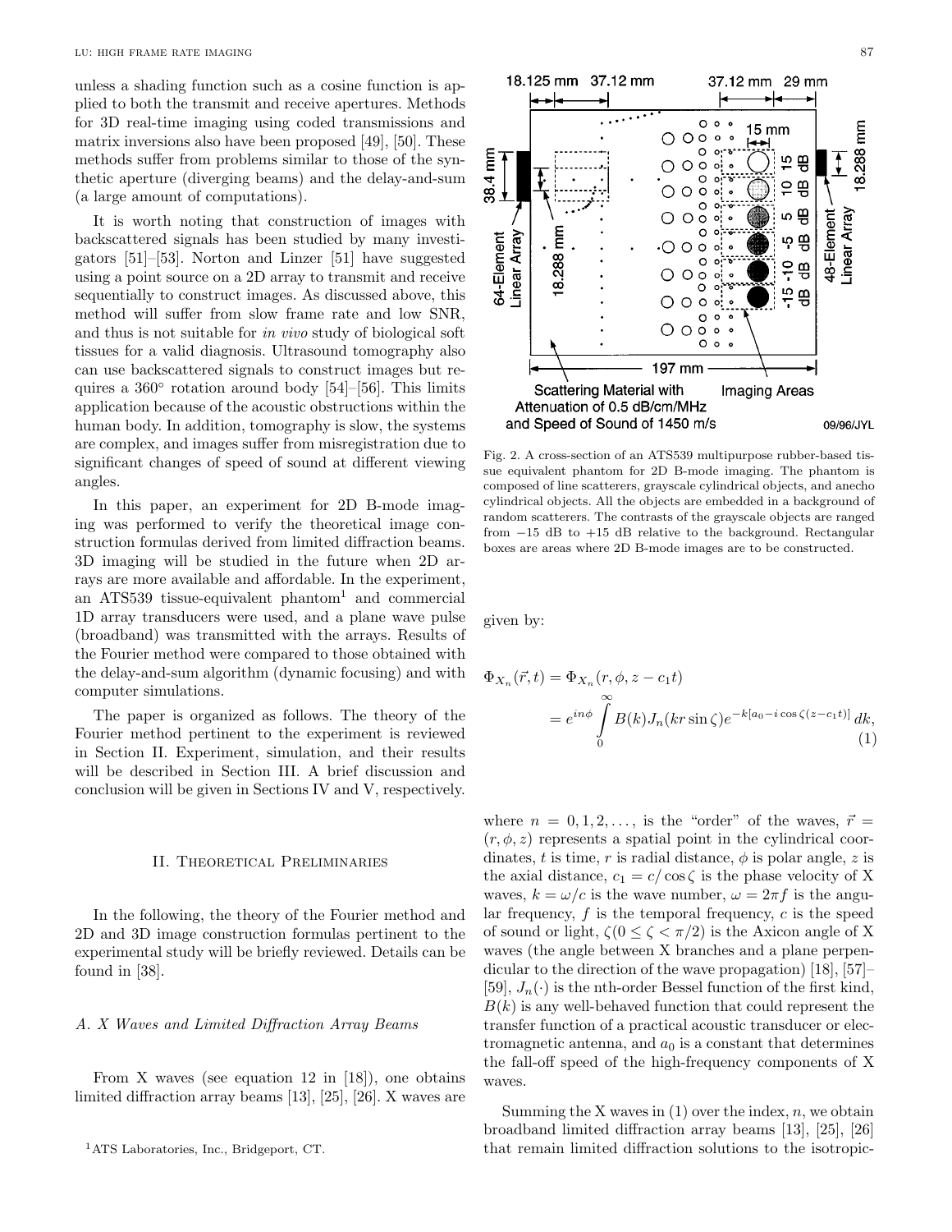unless a shading function such as a cosine function is applied to both the transmit and receive apertures. Methods for 3D real-time imaging using coded transmissions and matrix inversions also have been proposed [49], [50]. These methods suffer from problems similar to those of the synthetic aperture (diverging beams) and the delay-and-sum (a large amount of computations).

It is worth noting that construction of images with backscattered signals has been studied by many investigators [51]–[53]. Norton and Linzer [51] have suggested using a point source on a 2D array to transmit and receive sequentially to construct images. As discussed above, this method will suffer from slow frame rate and low SNR, and thus is not suitable for *in vivo* study of biological soft tissues for a valid diagnosis. Ultrasound tomography also can use backscattered signals to construct images but requires a 360° rotation around body [54]–[56]. This limits application because of the acoustic obstructions within the human body. In addition, tomography is slow, the systems are complex, and images suffer from misregistration due to significant changes of speed of sound at different viewing angles.

In this paper, an experiment for 2D B-mode imaging was performed to verify the theoretical image construction formulas derived from limited diffraction beams. 3D imaging will be studied in the future when 2D arrays are more available and affordable. In the experiment, an ATS539 tissue-equivalent phantom[1] and commercial 1D array transducers were used, and a plane wave pulse (broadband) was transmitted with the arrays. Results of the Fourier method were compared to those obtained with the delay-and-sum algorithm (dynamic focusing) and with computer simulations.

The paper is organized as follows. The theory of the Fourier method pertinent to the experiment is reviewed in Section II. Experiment, simulation, and their results will be described in Section III. A brief discussion and conclusion will be given in Sections IV and V, respectively.

## II. Theoretical Preliminaries

In the following, the theory of the Fourier method and 2D and 3D image construction formulas pertinent to the experimental study will be briefly reviewed. Details can be found in [38].

### A. X Waves and Limited Diffraction Array Beams

From X waves (see equation 12 in [18]), one obtains limited diffraction array beams [13], [25], [26]. X waves are given by:

$$\Phi_{X_n}(\vec{r},t) = \Phi_{X_n}(r,\phi,z-c_1t) = e^{in\phi}\int_0^\infty B(k)J_n(kr\sin\zeta)e^{-k[a_0-i\cos\zeta(z-c_1t)]}\,dk, \tag{1}$$

where $n = 0,1,2,\ldots,$ is the "order" of the waves, $\vec{r} = (r,\phi,z)$ represents a spatial point in the cylindrical coordinates, $t$ is time, $r$ is radial distance, $\phi$ is polar angle, $z$ is the axial distance, $c_1 = c/\cos\zeta$ is the phase velocity of X waves, $k = \omega/c$ is the wave number, $\omega = 2\pi f$ is the angular frequency, $f$ is the temporal frequency, $c$ is the speed of sound or light, $\zeta (0 \le \zeta < \pi/2)$ is the Axicon angle of X waves (the angle between X branches and a plane perpendicular to the direction of the wave propagation) [18], [57]–[59], $J_n(\cdot)$ is the nth-order Bessel function of the first kind, $B(k)$ is any well-behaved function that could represent the transfer function of a practical acoustic transducer or electromagnetic antenna, and $a_0$ is a constant that determines the fall-off speed of the high-frequency components of X waves.

Summing the X waves in (1) over the index, $n$, we obtain broadband limited diffraction array beams [13], [25], [26] that remain limited diffraction solutions to the isotropic-

Fig. 2. A cross-section of an ATS539 multipurpose rubber-based tissue equivalent phantom for 2D B-mode imaging. The phantom is composed of line scatterers, grayscale cylindrical objects, and anecho cylindrical objects. All the objects are embedded in a background of random scatterers. The contrasts of the grayscale objects are ranged from −15 dB to +15 dB relative to the background. Rectangular boxes are areas where 2D B-mode images are to be constructed.

[1] ATS Laboratories, Inc., Bridgeport, CT.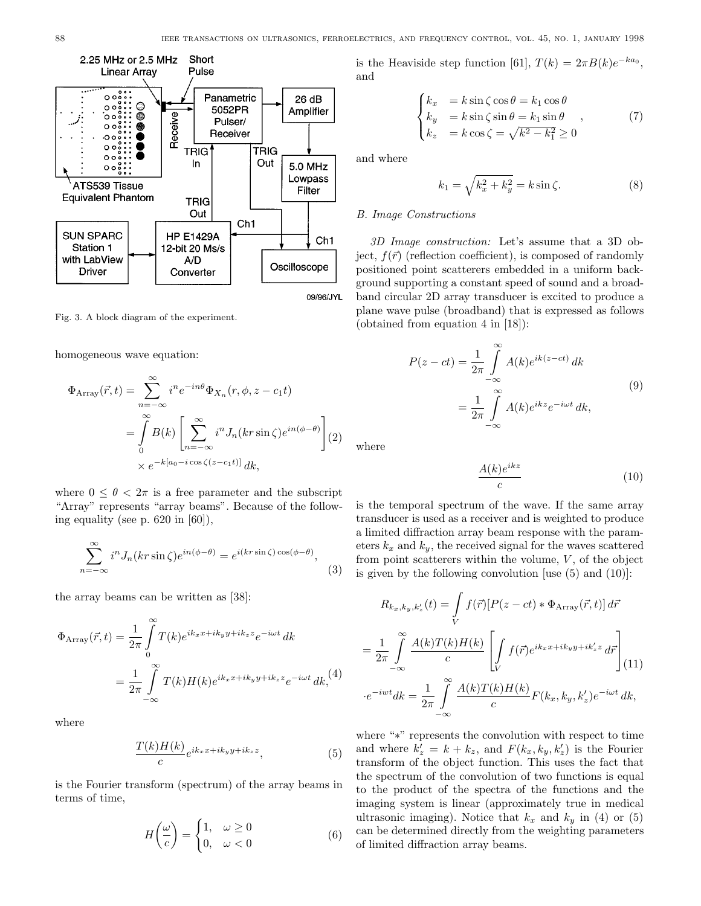Fig. 3. A block diagram of the experiment.

homogeneous wave equation:

$$\Phi_{\text{Array}}(\vec{r},t) = \sum_{n=-\infty}^{\infty} i^n e^{-in\theta} \Phi_{X_n}(r,\phi,z-c_1 t)$$
$$= \int_0^{\infty} B(k) \left[ \sum_{n=-\infty}^{\infty} i^n J_n(kr\sin\zeta) e^{in(\phi-\theta)} \right] \times e^{-k[a_0 - i\cos\zeta(z-c_1 t)]}\, dk, \tag{2}$$

where $0 \leq \theta < 2\pi$ is a free parameter and the subscript "Array" represents "array beams". Because of the following equality (see p. 620 in [60]),

$$\sum_{n=-\infty}^{\infty} i^n J_n(kr\sin\zeta) e^{in(\phi-\theta)} = e^{i(kr\sin\zeta)\cos(\phi-\theta)}, \tag{3}$$

the array beams can be written as [38]:

$$\Phi_{\text{Array}}(\vec{r},t) = \frac{1}{2\pi} \int_0^{\infty} T(k) e^{ik_x x + ik_y y + ik_z z} e^{-i\omega t}\, dk$$
$$= \frac{1}{2\pi} \int_{-\infty}^{\infty} T(k) H(k) e^{ik_x x + ik_y y + ik_z z} e^{-i\omega t}\, dk, \tag{4}$$

where

$$\frac{T(k)H(k)}{c} e^{ik_x x + ik_y y + ik_z z}, \tag{5}$$

is the Fourier transform (spectrum) of the array beams in terms of time,

$$H\left(\frac{\omega}{c}\right) = \begin{cases} 1, & \omega \geq 0 \\ 0, & \omega < 0 \end{cases} \tag{6}$$

is the Heaviside step function [61], $T(k) = 2\pi B(k) e^{-ka_0}$, and

$$\begin{cases} k_x &= k\sin\zeta\cos\theta = k_1\cos\theta \\ k_y &= k\sin\zeta\sin\theta = k_1\sin\theta \\ k_z &= k\cos\zeta = \sqrt{k^2 - k_1^2} \geq 0 \end{cases}, \tag{7}$$

and where

$$k_1 = \sqrt{k_x^2 + k_y^2} = k\sin\zeta. \tag{8}$$

### B. Image Constructions

*3D Image construction:* Let's assume that a 3D object, $f(\vec{r})$ (reflection coefficient), is composed of randomly positioned point scatterers embedded in a uniform background supporting a constant speed of sound and a broadband circular 2D array transducer is excited to produce a plane wave pulse (broadband) that is expressed as follows (obtained from equation 4 in [18]):

$$P(z-ct) = \frac{1}{2\pi} \int_{-\infty}^{\infty} A(k) e^{ik(z-ct)}\, dk$$
$$= \frac{1}{2\pi} \int_{-\infty}^{\infty} A(k) e^{ikz} e^{-i\omega t}\, dk, \tag{9}$$

where

$$\frac{A(k)e^{ikz}}{c} \tag{10}$$

is the temporal spectrum of the wave. If the same array transducer is used as a receiver and is weighted to produce a limited diffraction array beam response with the parameters $k_x$ and $k_y$, the received signal for the waves scattered from point scatterers within the volume, $V$, of the object is given by the following convolution [use (5) and (10)]:

$$R_{k_x,k_y,k_z'}(t) = \int_V f(\vec{r}) [P(z-ct) * \Phi_{\text{Array}}(\vec{r},t)]\, d\vec{r}$$
$$= \frac{1}{2\pi} \int_{-\infty}^{\infty} \frac{A(k)T(k)H(k)}{c} \left[ \int_V f(\vec{r}) e^{ik_x x + ik_y y + ik_z' z}\, d\vec{r} \right]$$
$$\cdot e^{-i\omega t} dk = \frac{1}{2\pi} \int_{-\infty}^{\infty} \frac{A(k)T(k)H(k)}{c} F(k_x, k_y, k_z') e^{-i\omega t}\, dk, \tag{11}$$

where "*" represents the convolution with respect to time and where $k_z' = k + k_z$, and $F(k_x, k_y, k_z')$ is the Fourier transform of the object function. This uses the fact that the spectrum of the convolution of two functions is equal to the product of the spectra of the functions and the imaging system is linear (approximately true in medical ultrasonic imaging). Notice that $k_x$ and $k_y$ in (4) or (5) can be determined directly from the weighting parameters of limited diffraction array beams.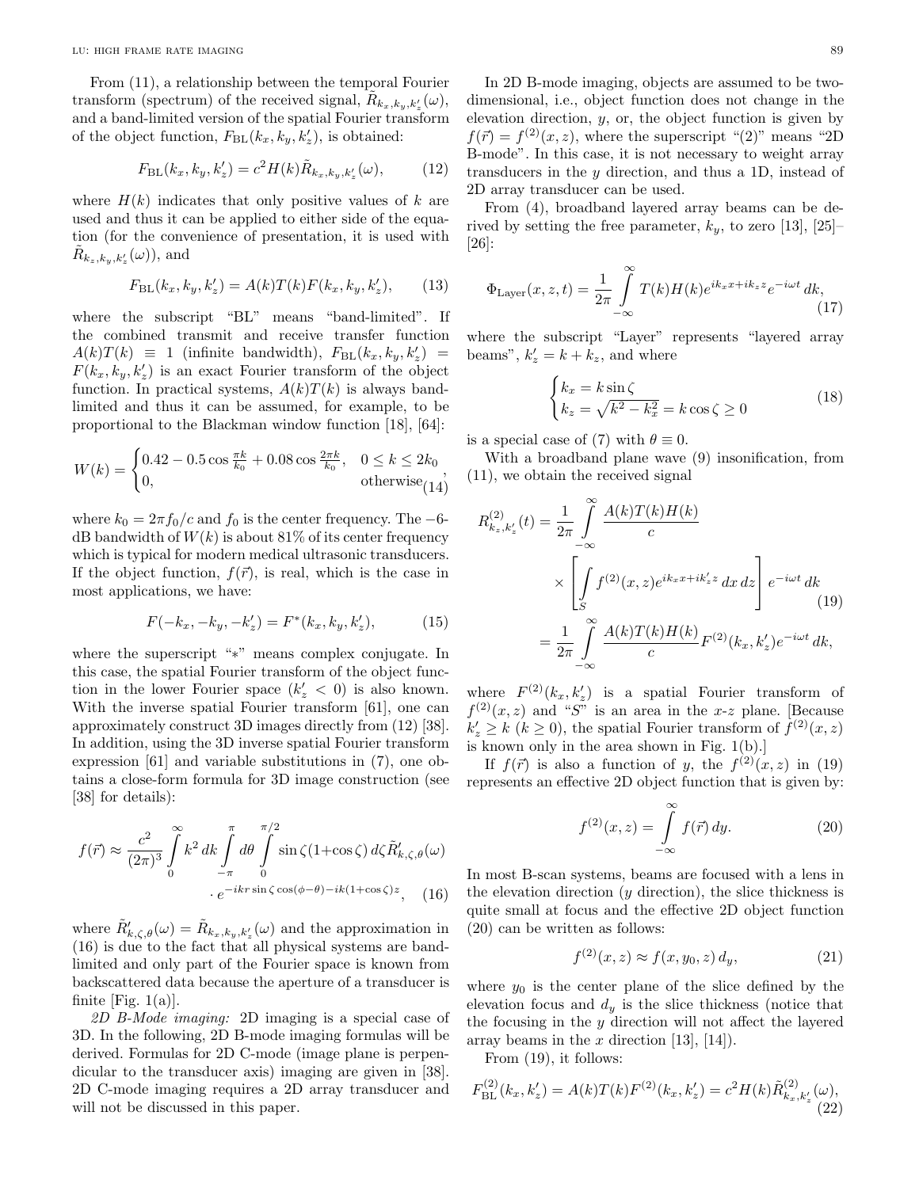From (11), a relationship between the temporal Fourier transform (spectrum) of the received signal, $\tilde{R}_{k_x,k_y,k_z'}(\omega)$, and a band-limited version of the spatial Fourier transform of the object function, $F_{\mathrm{BL}}(k_x,k_y,k_z')$, is obtained:

$$F_{\mathrm{BL}}(k_x,k_y,k_z') = c^2 H(k)\tilde{R}_{k_x,k_y,k_z'}(\omega), \tag{12}$$

where $H(k)$ indicates that only positive values of $k$ are used and thus it can be applied to either side of the equation (for the convenience of presentation, it is used with $\tilde{R}_{k_z,k_y,k_z'}(\omega)$), and

$$F_{\mathrm{BL}}(k_x,k_y,k_z') = A(k)T(k)F(k_x,k_y,k_z'), \tag{13}$$

where the subscript "BL" means "band-limited". If the combined transmit and receive transfer function $A(k)T(k) \equiv 1$ (infinite bandwidth), $F_{\mathrm{BL}}(k_x,k_y,k_z') = F(k_x,k_y,k_z')$ is an exact Fourier transform of the object function. In practical systems, $A(k)T(k)$ is always band-limited and thus it can be assumed, for example, to be proportional to the Blackman window function [18], [64]:

$$W(k) = \begin{cases} 0.42 - 0.5\cos\frac{\pi k}{k_0} + 0.08\cos\frac{2\pi k}{k_0}, & 0 \le k \le 2k_0 \\ 0, & \text{otherwise} \end{cases}, \tag{14}$$

where $k_0 = 2\pi f_0/c$ and $f_0$ is the center frequency. The $-6$-dB bandwidth of $W(k)$ is about 81% of its center frequency which is typical for modern medical ultrasonic transducers. If the object function, $f(\vec{r})$, is real, which is the case in most applications, we have:

$$F(-k_x,-k_y,-k_z') = F^*(k_x,k_y,k_z'), \tag{15}$$

where the superscript "$*$" means complex conjugate. In this case, the spatial Fourier transform of the object function in the lower Fourier space ($k_z' < 0$) is also known. With the inverse spatial Fourier transform [61], one can approximately construct 3D images directly from (12) [38]. In addition, using the 3D inverse spatial Fourier transform expression [61] and variable substitutions in (7), one obtains a close-form formula for 3D image construction (see [38] for details):

$$f(\vec{r}) \approx \frac{c^2}{(2\pi)^3}\int_0^\infty k^2\,dk\int_{-\pi}^{\pi}d\theta\int_0^{\pi/2}\sin\zeta(1+\cos\zeta)\,d\zeta\,\tilde{R}'_{k,\zeta,\theta}(\omega) \cdot e^{-ikr\sin\zeta\cos(\phi-\theta)-ik(1+\cos\zeta)z}, \tag{16}$$

where $\tilde{R}'_{k,\zeta,\theta}(\omega) = \tilde{R}_{k_x,k_y,k_z'}(\omega)$ and the approximation in (16) is due to the fact that all physical systems are band-limited and only part of the Fourier space is known from backscattered data because the aperture of a transducer is finite [Fig. 1(a)].

*2D B-Mode imaging:* 2D imaging is a special case of 3D. In the following, 2D B-mode imaging formulas will be derived. Formulas for 2D C-mode (image plane is perpendicular to the transducer axis) imaging are given in [38]. 2D C-mode imaging requires a 2D array transducer and will not be discussed in this paper.

In 2D B-mode imaging, objects are assumed to be two-dimensional, i.e., object function does not change in the elevation direction, $y$, or, the object function is given by $f(\vec{r}) = f^{(2)}(x,z)$, where the superscript "(2)" means "2D B-mode". In this case, it is not necessary to weight array transducers in the $y$ direction, and thus a 1D, instead of 2D array transducer can be used.

From (4), broadband layered array beams can be derived by setting the free parameter, $k_y$, to zero [13], [25]–[26]:

$$\Phi_{\mathrm{Layer}}(x,z,t) = \frac{1}{2\pi}\int_{-\infty}^{\infty} T(k)H(k)e^{ik_x x + ik_z z}e^{-i\omega t}\,dk, \tag{17}$$

where the subscript "Layer" represents "layered array beams", $k_z' = k + k_z$, and where

$$\begin{cases} k_x = k\sin\zeta \\ k_z = \sqrt{k^2 - k_x^2} = k\cos\zeta \ge 0 \end{cases} \tag{18}$$

is a special case of (7) with $\theta \equiv 0$.

With a broadband plane wave (9) insonification, from (11), we obtain the received signal

$$\begin{aligned} R^{(2)}_{k_z,k_z'}(t) &= \frac{1}{2\pi}\int_{-\infty}^{\infty}\frac{A(k)T(k)H(k)}{c} \times \left[\int_S f^{(2)}(x,z)e^{ik_x x + ik_z' z}\,dx\,dz\right]e^{-i\omega t}\,dk \\ &= \frac{1}{2\pi}\int_{-\infty}^{\infty}\frac{A(k)T(k)H(k)}{c}F^{(2)}(k_x,k_z')e^{-i\omega t}\,dk, \end{aligned} \tag{19}$$

where $F^{(2)}(k_x,k_z')$ is a spatial Fourier transform of $f^{(2)}(x,z)$ and "$S$" is an area in the $x$-$z$ plane. [Because $k_z' \ge k$ ($k \ge 0$), the spatial Fourier transform of $f^{(2)}(x,z)$ is known only in the area shown in Fig. 1(b).]

If $f(\vec{r})$ is also a function of $y$, the $f^{(2)}(x,z)$ in (19) represents an effective 2D object function that is given by:

$$f^{(2)}(x,z) = \int_{-\infty}^{\infty} f(\vec{r})\,dy. \tag{20}$$

In most B-scan systems, beams are focused with a lens in the elevation direction ($y$ direction), the slice thickness is quite small at focus and the effective 2D object function (20) can be written as follows:

$$f^{(2)}(x,z) \approx f(x,y_0,z)\,d_y, \tag{21}$$

where $y_0$ is the center plane of the slice defined by the elevation focus and $d_y$ is the slice thickness (notice that the focusing in the $y$ direction will not affect the layered array beams in the $x$ direction [13], [14]).

From (19), it follows:

$$F^{(2)}_{\mathrm{BL}}(k_x,k_z') = A(k)T(k)F^{(2)}(k_x,k_z') = c^2 H(k)\tilde{R}^{(2)}_{k_x,k_z'}(\omega), \tag{22}$$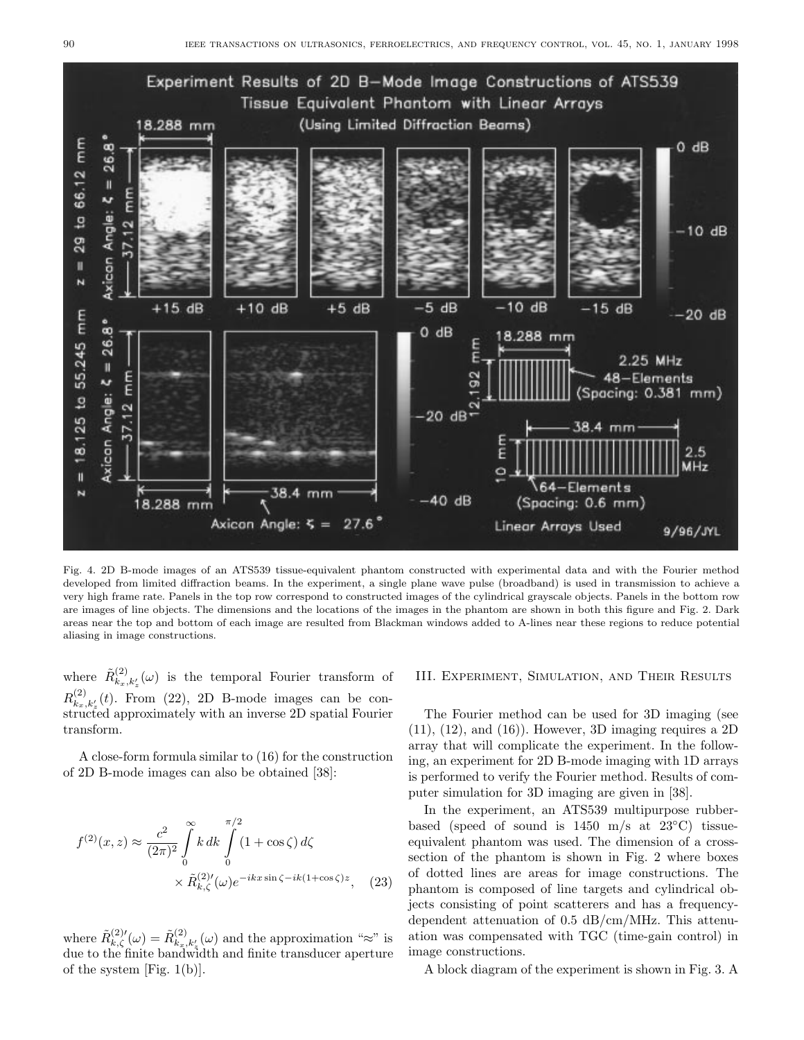Fig. 4. 2D B-mode images of an ATS539 tissue-equivalent phantom constructed with experimental data and with the Fourier method developed from limited diffraction beams. In the experiment, a single plane wave pulse (broadband) is used in transmission to achieve a very high frame rate. Panels in the top row correspond to constructed images of the cylindrical grayscale objects. Panels in the bottom row are images of line objects. The dimensions and the locations of the images in the phantom are shown in both this figure and Fig. 2. Dark areas near the top and bottom of each image are resulted from Blackman windows added to A-lines near these regions to reduce potential aliasing in image constructions.

where $\tilde{R}^{(2)}_{k_x,k'_z}(\omega)$ is the temporal Fourier transform of $R^{(2)}_{k_x,k'_z}(t)$. From (22), 2D B-mode images can be constructed approximately with an inverse 2D spatial Fourier transform.

A close-form formula similar to (16) for the construction of 2D B-mode images can also be obtained [38]:

$$f^{(2)}(x,z) \approx \frac{c^2}{(2\pi)^2} \int_0^\infty k\,dk \int_0^{\pi/2} (1+\cos\zeta)\,d\zeta \times \tilde{R}^{(2)\prime}_{k,\zeta}(\omega) e^{-ikx\sin\zeta - ik(1+\cos\zeta)z}, \quad (23)$$

where $\tilde{R}^{(2)\prime}_{k,\zeta}(\omega) = \tilde{R}^{(2)}_{k_x,k'_z}(\omega)$ and the approximation "≈" is due to the finite bandwidth and finite transducer aperture of the system [Fig. 1(b)].

## III. Experiment, Simulation, and Their Results

The Fourier method can be used for 3D imaging (see (11), (12), and (16)). However, 3D imaging requires a 2D array that will complicate the experiment. In the following, an experiment for 2D B-mode imaging with 1D arrays is performed to verify the Fourier method. Results of computer simulation for 3D imaging are given in [38].

In the experiment, an ATS539 multipurpose rubber-based (speed of sound is 1450 m/s at 23°C) tissue-equivalent phantom was used. The dimension of a cross-section of the phantom is shown in Fig. 2 where boxes of dotted lines are areas for image constructions. The phantom is composed of line targets and cylindrical objects consisting of point scatterers and has a frequency-dependent attenuation of 0.5 dB/cm/MHz. This attenuation was compensated with TGC (time-gain control) in image constructions.

A block diagram of the experiment is shown in Fig. 3. A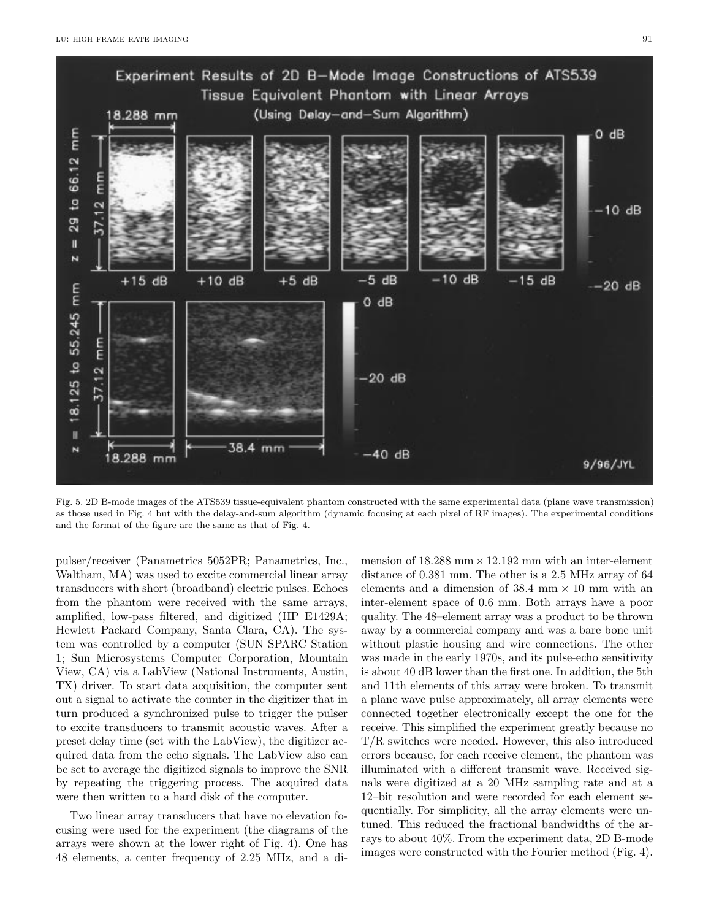Fig. 5. 2D B-mode images of the ATS539 tissue-equivalent phantom constructed with the same experimental data (plane wave transmission) as those used in Fig. 4 but with the delay-and-sum algorithm (dynamic focusing at each pixel of RF images). The experimental conditions and the format of the figure are the same as that of Fig. 4.

pulser/receiver (Panametrics 5052PR; Panametrics, Inc., Waltham, MA) was used to excite commercial linear array transducers with short (broadband) electric pulses. Echoes from the phantom were received with the same arrays, amplified, low-pass filtered, and digitized (HP E1429A; Hewlett Packard Company, Santa Clara, CA). The system was controlled by a computer (SUN SPARC Station 1; Sun Microsystems Computer Corporation, Mountain View, CA) via a LabView (National Instruments, Austin, TX) driver. To start data acquisition, the computer sent out a signal to activate the counter in the digitizer that in turn produced a synchronized pulse to trigger the pulser to excite transducers to transmit acoustic waves. After a preset delay time (set with the LabView), the digitizer acquired data from the echo signals. The LabView also can be set to average the digitized signals to improve the SNR by repeating the triggering process. The acquired data were then written to a hard disk of the computer.

Two linear array transducers that have no elevation focusing were used for the experiment (the diagrams of the arrays were shown at the lower right of Fig. 4). One has 48 elements, a center frequency of 2.25 MHz, and a dimension of 18.288 mm $\times$ 12.192 mm with an inter-element distance of 0.381 mm. The other is a 2.5 MHz array of 64 elements and a dimension of 38.4 mm $\times$ 10 mm with an inter-element space of 0.6 mm. Both arrays have a poor quality. The 48–element array was a product to be thrown away by a commercial company and was a bare bone unit without plastic housing and wire connections. The other was made in the early 1970s, and its pulse-echo sensitivity is about 40 dB lower than the first one. In addition, the 5th and 11th elements of this array were broken. To transmit a plane wave pulse approximately, all array elements were connected together electronically except the one for the receive. This simplified the experiment greatly because no T/R switches were needed. However, this also introduced errors because, for each receive element, the phantom was illuminated with a different transmit wave. Received signals were digitized at a 20 MHz sampling rate and at a 12–bit resolution and were recorded for each element sequentially. For simplicity, all the array elements were untuned. This reduced the fractional bandwidths of the arrays to about 40%. From the experiment data, 2D B-mode images were constructed with the Fourier method (Fig. 4).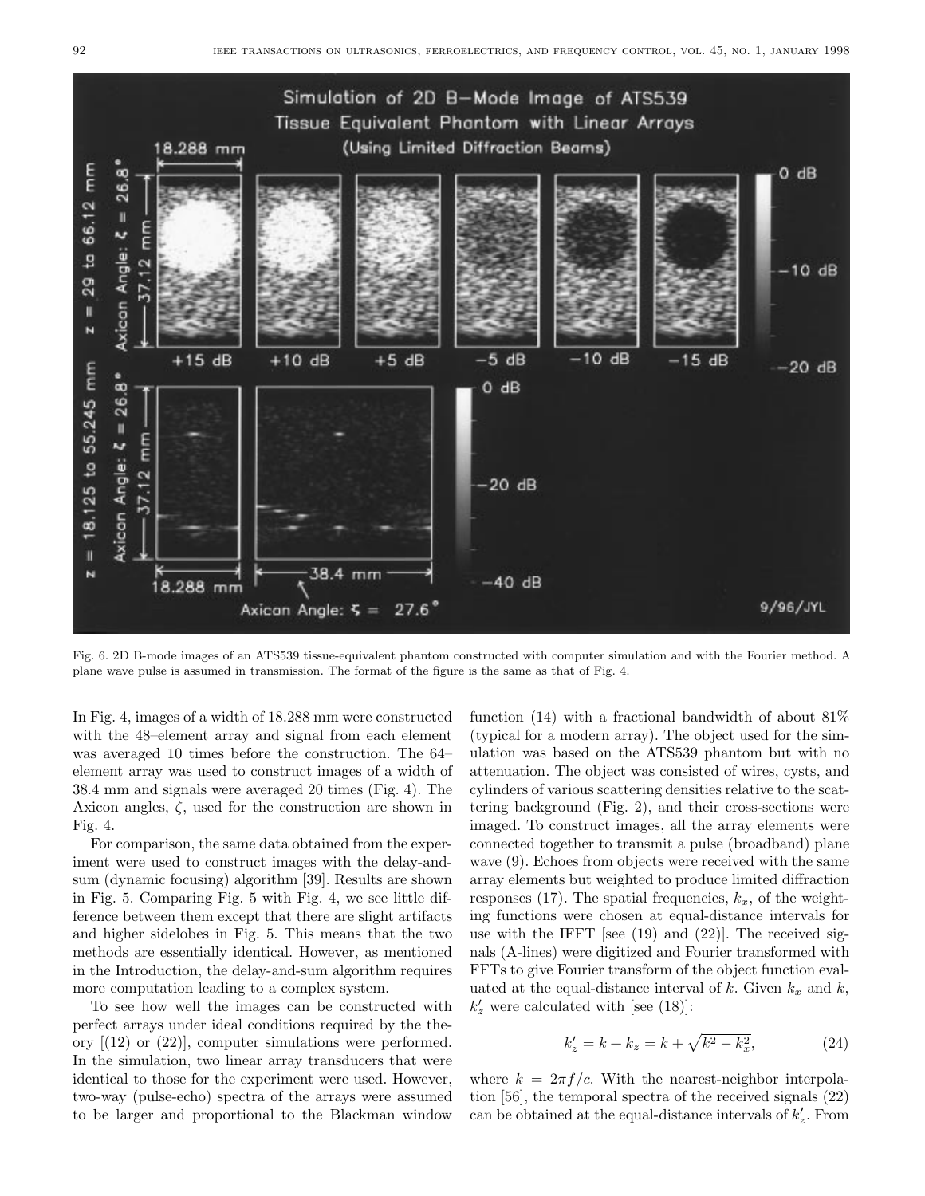Fig. 6. 2D B-mode images of an ATS539 tissue-equivalent phantom constructed with computer simulation and with the Fourier method. A plane wave pulse is assumed in transmission. The format of the figure is the same as that of Fig. 4.

In Fig. 4, images of a width of 18.288 mm were constructed with the 48–element array and signal from each element was averaged 10 times before the construction. The 64–element array was used to construct images of a width of 38.4 mm and signals were averaged 20 times (Fig. 4). The Axicon angles, $\zeta$, used for the construction are shown in Fig. 4.

For comparison, the same data obtained from the experiment were used to construct images with the delay-and-sum (dynamic focusing) algorithm [39]. Results are shown in Fig. 5. Comparing Fig. 5 with Fig. 4, we see little difference between them except that there are slight artifacts and higher sidelobes in Fig. 5. This means that the two methods are essentially identical. However, as mentioned in the Introduction, the delay-and-sum algorithm requires more computation leading to a complex system.

To see how well the images can be constructed with perfect arrays under ideal conditions required by the theory [(12) or (22)], computer simulations were performed. In the simulation, two linear array transducers that were identical to those for the experiment were used. However, two-way (pulse-echo) spectra of the arrays were assumed to be larger and proportional to the Blackman window function (14) with a fractional bandwidth of about 81% (typical for a modern array). The object used for the simulation was based on the ATS539 phantom but with no attenuation. The object was consisted of wires, cysts, and cylinders of various scattering densities relative to the scattering background (Fig. 2), and their cross-sections were imaged. To construct images, all the array elements were connected together to transmit a pulse (broadband) plane wave (9). Echoes from objects were received with the same array elements but weighted to produce limited diffraction responses (17). The spatial frequencies, $k_x$, of the weighting functions were chosen at equal-distance intervals for use with the IFFT [see (19) and (22)]. The received signals (A-lines) were digitized and Fourier transformed with FFTs to give Fourier transform of the object function evaluated at the equal-distance interval of $k$. Given $k_x$ and $k$, $k'_z$ were calculated with [see (18)]:

$$k'_z = k + k_z = k + \sqrt{k^2 - k_x^2}, \tag{24}$$

where $k = 2\pi f/c$. With the nearest-neighbor interpolation [56], the temporal spectra of the received signals (22) can be obtained at the equal-distance intervals of $k'_z$. From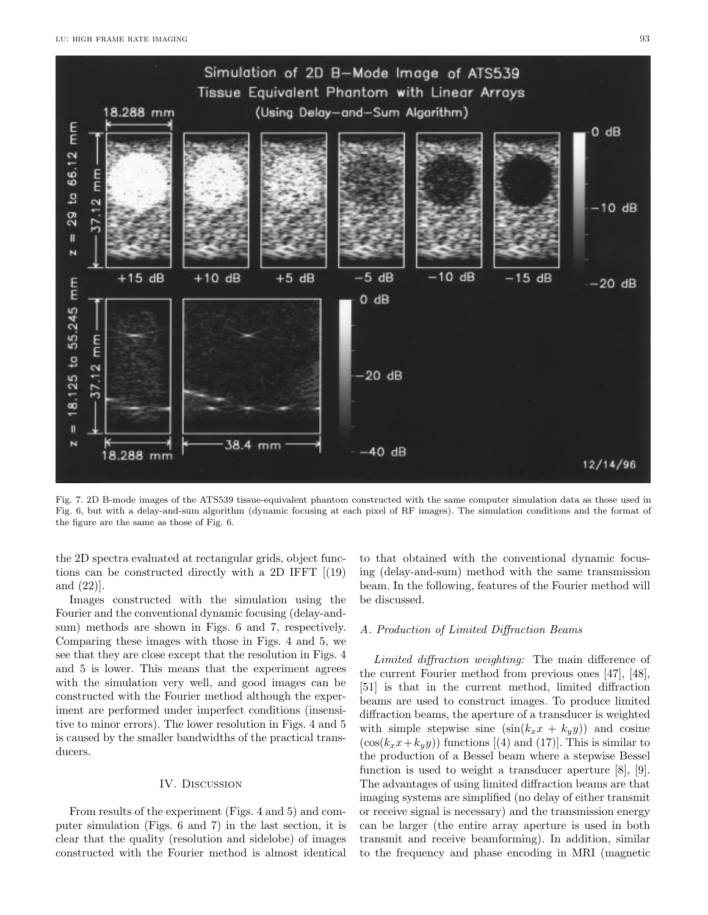Fig. 7. 2D B-mode images of the ATS539 tissue-equivalent phantom constructed with the same computer simulation data as those used in Fig. 6, but with a delay-and-sum algorithm (dynamic focusing at each pixel of RF images). The simulation conditions and the format of the figure are the same as those of Fig. 6.

the 2D spectra evaluated at rectangular grids, object functions can be constructed directly with a 2D IFFT [(19) and (22)].

Images constructed with the simulation using the Fourier and the conventional dynamic focusing (delay-and-sum) methods are shown in Figs. 6 and 7, respectively. Comparing these images with those in Figs. 4 and 5, we see that they are close except that the resolution in Figs. 4 and 5 is lower. This means that the experiment agrees with the simulation very well, and good images can be constructed with the Fourier method although the experiment are performed under imperfect conditions (insensitive to minor errors). The lower resolution in Figs. 4 and 5 is caused by the smaller bandwidths of the practical transducers.

## IV. Discussion

From results of the experiment (Figs. 4 and 5) and computer simulation (Figs. 6 and 7) in the last section, it is clear that the quality (resolution and sidelobe) of images constructed with the Fourier method is almost identical to that obtained with the conventional dynamic focusing (delay-and-sum) method with the same transmission beam. In the following, features of the Fourier method will be discussed.

### A. Production of Limited Diffraction Beams

*Limited diffraction weighting:* The main difference of the current Fourier method from previous ones [47], [48], [51] is that in the current method, limited diffraction beams are used to construct images. To produce limited diffraction beams, the aperture of a transducer is weighted with simple stepwise sine ($\sin(k_x x + k_y y)$) and cosine ($\cos(k_x x + k_y y)$) functions [(4) and (17)]. This is similar to the production of a Bessel beam where a stepwise Bessel function is used to weight a transducer aperture [8], [9]. The advantages of using limited diffraction beams are that imaging systems are simplified (no delay of either transmit or receive signal is necessary) and the transmission energy can be larger (the entire array aperture is used in both transmit and receive beamforming). In addition, similar to the frequency and phase encoding in MRI (magnetic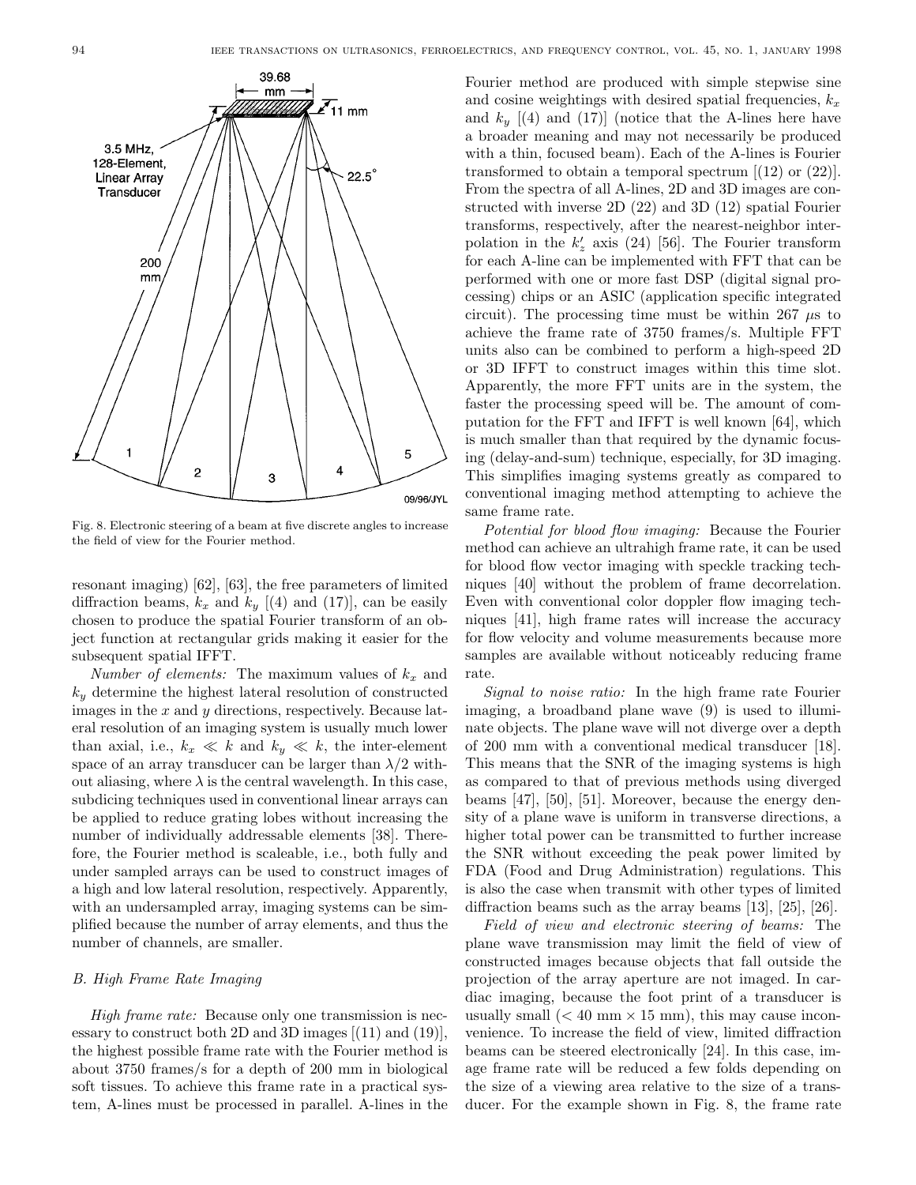Fig. 8. Electronic steering of a beam at five discrete angles to increase the field of view for the Fourier method.

resonant imaging) [62], [63], the free parameters of limited diffraction beams, $k_x$ and $k_y$ [(4) and (17)], can be easily chosen to produce the spatial Fourier transform of an object function at rectangular grids making it easier for the subsequent spatial IFFT.

*Number of elements:* The maximum values of $k_x$ and $k_y$ determine the highest lateral resolution of constructed images in the $x$ and $y$ directions, respectively. Because lateral resolution of an imaging system is usually much lower than axial, i.e., $k_x \ll k$ and $k_y \ll k$, the inter-element space of an array transducer can be larger than $\lambda/2$ without aliasing, where $\lambda$ is the central wavelength. In this case, subdicing techniques used in conventional linear arrays can be applied to reduce grating lobes without increasing the number of individually addressable elements [38]. Therefore, the Fourier method is scaleable, i.e., both fully and under sampled arrays can be used to construct images of a high and low lateral resolution, respectively. Apparently, with an undersampled array, imaging systems can be simplified because the number of array elements, and thus the number of channels, are smaller.

### B. High Frame Rate Imaging

*High frame rate:* Because only one transmission is necessary to construct both 2D and 3D images [(11) and (19)], the highest possible frame rate with the Fourier method is about 3750 frames/s for a depth of 200 mm in biological soft tissues. To achieve this frame rate in a practical system, A-lines must be processed in parallel. A-lines in the Fourier method are produced with simple stepwise sine and cosine weightings with desired spatial frequencies, $k_x$ and $k_y$ [(4) and (17)] (notice that the A-lines here have a broader meaning and may not necessarily be produced with a thin, focused beam). Each of the A-lines is Fourier transformed to obtain a temporal spectrum [(12) or (22)]. From the spectra of all A-lines, 2D and 3D images are constructed with inverse 2D (22) and 3D (12) spatial Fourier transforms, respectively, after the nearest-neighbor interpolation in the $k_z'$ axis (24) [56]. The Fourier transform for each A-line can be implemented with FFT that can be performed with one or more fast DSP (digital signal processing) chips or an ASIC (application specific integrated circuit). The processing time must be within 267 $\mu$s to achieve the frame rate of 3750 frames/s. Multiple FFT units also can be combined to perform a high-speed 2D or 3D IFFT to construct images within this time slot. Apparently, the more FFT units are in the system, the faster the processing speed will be. The amount of computation for the FFT and IFFT is well known [64], which is much smaller than that required by the dynamic focusing (delay-and-sum) technique, especially, for 3D imaging. This simplifies imaging systems greatly as compared to conventional imaging method attempting to achieve the same frame rate.

*Potential for blood flow imaging:* Because the Fourier method can achieve an ultrahigh frame rate, it can be used for blood flow vector imaging with speckle tracking techniques [40] without the problem of frame decorrelation. Even with conventional color doppler flow imaging techniques [41], high frame rates will increase the accuracy for flow velocity and volume measurements because more samples are available without noticeably reducing frame rate.

*Signal to noise ratio:* In the high frame rate Fourier imaging, a broadband plane wave (9) is used to illuminate objects. The plane wave will not diverge over a depth of 200 mm with a conventional medical transducer [18]. This means that the SNR of the imaging systems is high as compared to that of previous methods using diverged beams [47], [50], [51]. Moreover, because the energy density of a plane wave is uniform in transverse directions, a higher total power can be transmitted to further increase the SNR without exceeding the peak power limited by FDA (Food and Drug Administration) regulations. This is also the case when transmit with other types of limited diffraction beams such as the array beams [13], [25], [26].

*Field of view and electronic steering of beams:* The plane wave transmission may limit the field of view of constructed images because objects that fall outside the projection of the array aperture are not imaged. In cardiac imaging, because the foot print of a transducer is usually small ($<$ 40 mm $\times$ 15 mm), this may cause inconvenience. To increase the field of view, limited diffraction beams can be steered electronically [24]. In this case, image frame rate will be reduced a few folds depending on the size of a viewing area relative to the size of a transducer. For the example shown in Fig. 8, the frame rate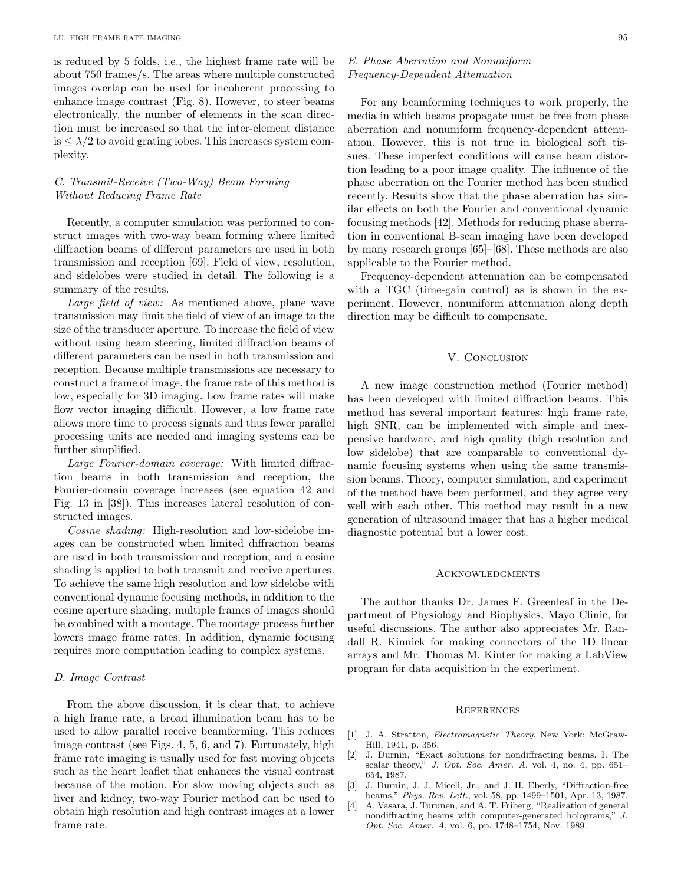is reduced by 5 folds, i.e., the highest frame rate will be about 750 frames/s. The areas where multiple constructed images overlap can be used for incoherent processing to enhance image contrast (Fig. 8). However, to steer beams electronically, the number of elements in the scan direction must be increased so that the inter-element distance is $\leq \lambda/2$ to avoid grating lobes. This increases system complexity.

### C. Transmit-Receive (Two-Way) Beam Forming Without Reducing Frame Rate

Recently, a computer simulation was performed to construct images with two-way beam forming where limited diffraction beams of different parameters are used in both transmission and reception [69]. Field of view, resolution, and sidelobes were studied in detail. The following is a summary of the results.

*Large field of view:* As mentioned above, plane wave transmission may limit the field of view of an image to the size of the transducer aperture. To increase the field of view without using beam steering, limited diffraction beams of different parameters can be used in both transmission and reception. Because multiple transmissions are necessary to construct a frame of image, the frame rate of this method is low, especially for 3D imaging. Low frame rates will make flow vector imaging difficult. However, a low frame rate allows more time to process signals and thus fewer parallel processing units are needed and imaging systems can be further simplified.

*Large Fourier-domain coverage:* With limited diffraction beams in both transmission and reception, the Fourier-domain coverage increases (see equation 42 and Fig. 13 in [38]). This increases lateral resolution of constructed images.

*Cosine shading:* High-resolution and low-sidelobe images can be constructed when limited diffraction beams are used in both transmission and reception, and a cosine shading is applied to both transmit and receive apertures. To achieve the same high resolution and low sidelobe with conventional dynamic focusing methods, in addition to the cosine aperture shading, multiple frames of images should be combined with a montage. The montage process further lowers image frame rates. In addition, dynamic focusing requires more computation leading to complex systems.

### D. Image Contrast

From the above discussion, it is clear that, to achieve a high frame rate, a broad illumination beam has to be used to allow parallel receive beamforming. This reduces image contrast (see Figs. 4, 5, 6, and 7). Fortunately, high frame rate imaging is usually used for fast moving objects such as the heart leaflet that enhances the visual contrast because of the motion. For slow moving objects such as liver and kidney, two-way Fourier method can be used to obtain high resolution and high contrast images at a lower frame rate.

### E. Phase Aberration and Nonuniform Frequency-Dependent Attenuation

For any beamforming techniques to work properly, the media in which beams propagate must be free from phase aberration and nonuniform frequency-dependent attenuation. However, this is not true in biological soft tissues. These imperfect conditions will cause beam distortion leading to a poor image quality. The influence of the phase aberration on the Fourier method has been studied recently. Results show that the phase aberration has similar effects on both the Fourier and conventional dynamic focusing methods [42]. Methods for reducing phase aberration in conventional B-scan imaging have been developed by many research groups [65]–[68]. These methods are also applicable to the Fourier method.

Frequency-dependent attenuation can be compensated with a TGC (time-gain control) as is shown in the experiment. However, nonuniform attenuation along depth direction may be difficult to compensate.

## V. Conclusion

A new image construction method (Fourier method) has been developed with limited diffraction beams. This method has several important features: high frame rate, high SNR, can be implemented with simple and inexpensive hardware, and high quality (high resolution and low sidelobe) that are comparable to conventional dynamic focusing systems when using the same transmission beams. Theory, computer simulation, and experiment of the method have been performed, and they agree very well with each other. This method may result in a new generation of ultrasound imager that has a higher medical diagnostic potential but a lower cost.

## Acknowledgments

The author thanks Dr. James F. Greenleaf in the Department of Physiology and Biophysics, Mayo Clinic, for useful discussions. The author also appreciates Mr. Randall R. Kinnick for making connectors of the 1D linear arrays and Mr. Thomas M. Kinter for making a LabView program for data acquisition in the experiment.

## References

[1] J. A. Stratton, *Electromagnetic Theory*. New York: McGraw-Hill, 1941, p. 356.

[2] J. Durnin, "Exact solutions for nondiffracting beams. I. The scalar theory," *J. Opt. Soc. Amer. A*, vol. 4, no. 4, pp. 651–654, 1987.

[3] J. Durnin, J. J. Miceli, Jr., and J. H. Eberly, "Diffraction-free beams," *Phys. Rev. Lett.*, vol. 58, pp. 1499–1501, Apr. 13, 1987.

[4] A. Vasara, J. Turunen, and A. T. Friberg, "Realization of general nondiffracting beams with computer-generated holograms," *J. Opt. Soc. Amer. A*, vol. 6, pp. 1748–1754, Nov. 1989.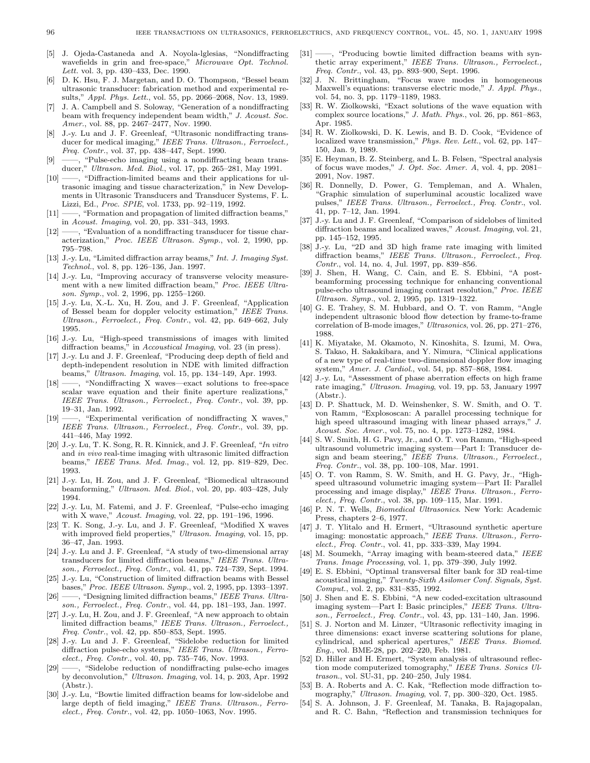[5] J. Ojeda-Castaneda and A. Noyola-lglesias, "Nondiffracting wavefields in grin and free-space," *Microwave Opt. Technol. Lett.* vol. 3, pp. 430–433, Dec. 1990.

[6] D. K. Hsu, F. J. Margetan, and D. O. Thompson, "Bessel beam ultrasonic transducer: fabrication method and experimental results," *Appl. Phys. Lett.*, vol. 55, pp. 2066–2068, Nov. 13, 1989.

[7] J. A. Campbell and S. Soloway, "Generation of a nondiffracting beam with frequency independent beam width," *J. Acoust. Soc. Amer.*, vol. 88, pp. 2467–2477, Nov. 1990.

[8] J.-y. Lu and J. F. Greenleaf, "Ultrasonic nondiffracting transducer for medical imaging," *IEEE Trans. Ultrason., Ferroelect., Freq. Contr.*, vol. 37, pp. 438–447, Sept. 1990.

[9] ——, "Pulse-echo imaging using a nondiffracting beam transducer," *Ultrason. Med. Biol.*, vol. 17, pp. 265–281, May 1991.

[10] ——, "Diffraction-limited beams and their applications for ultrasonic imaging and tissue characterization," in New Developments in Ultrasonic Transducers and Transducer Systems, F. L. Lizzi, Ed., *Proc. SPIE*, vol. 1733, pp. 92–119, 1992.

[11] ——, "Formation and propagation of limited diffraction beams," in *Acoust. Imaging*, vol. 20, pp. 331–343, 1993.

[12] ——, "Evaluation of a nondiffracting transducer for tissue characterization," *Proc. IEEE Ultrason. Symp.*, vol. 2, 1990, pp. 795–798.

[13] J.-y. Lu, "Limited diffraction array beams," *Int. J. Imaging Syst. Technol.*, vol. 8, pp. 126–136, Jan. 1997.

[14] J.-y. Lu, "Improving accuracy of transverse velocity measurement with a new limited diffraction beam," *Proc. IEEE Ultrason. Symp.*, vol. 2, 1996, pp. 1255–1260.

[15] J.-y. Lu, X.-L. Xu, H. Zou, and J. F. Greenleaf, "Application of Bessel beam for doppler velocity estimation," *IEEE Trans. Ultrason., Ferroelect., Freq. Contr.*, vol. 42, pp. 649–662, July 1995.

[16] J.-y. Lu, "High-speed transmissions of images with limited diffraction beams," in *Accoustical Imaging*, vol. 23 (in press).

[17] J.-y. Lu and J. F. Greenleaf, "Producing deep depth of field and depth-independent resolution in NDE with limited diffraction beams," *Ultrason. Imaging*, vol. 15, pp. 134–149, Apr. 1993.

[18] ——, "Nondiffracting X waves—exact solutions to free-space scalar wave equation and their finite aperture realizations," *IEEE Trans. Ultrason., Ferroelect., Freq. Contr.*, vol. 39, pp. 19–31, Jan. 1992.

[19] ——, "Experimental verification of nondiffracting X waves," *IEEE Trans. Ultrason., Ferroelect., Freq. Contr.*, vol. 39, pp. 441–446, May 1992.

[20] J.-y. Lu, T. K. Song, R. R. Kinnick, and J. F. Greenleaf, "*In vitro* and *in vivo* real-time imaging with ultrasonic limited diffraction beams," *IEEE Trans. Med. Imag.*, vol. 12, pp. 819–829, Dec. 1993.

[21] J.-y. Lu, H. Zou, and J. F. Greenleaf, "Biomedical ultrasound beamforming," *Ultrason. Med. Biol.*, vol. 20, pp. 403–428, July 1994.

[22] J.-y. Lu, M. Fatemi, and J. F. Greenleaf, "Pulse-echo imaging with X wave," *Acoust. Imaging*, vol. 22, pp. 191–196, 1996.

[23] T. K. Song, J.-y. Lu, and J. F. Greenleaf, "Modified X waves with improved field properties," *Ultrason. Imaging*, vol. 15, pp. 36–47, Jan. 1993.

[24] J.-y. Lu and J. F. Greenleaf, "A study of two-dimensional array transducers for limited diffraction beams," *IEEE Trans. Ultrason., Ferroelect., Freq. Contr.*, vol. 41, pp. 724–739, Sept. 1994.

[25] J.-y. Lu, "Construction of limited diffraction beams with Bessel bases," *Proc. IEEE Ultrason. Symp.*, vol. 2, 1995, pp. 1393–1397.

[26] ——, "Designing limited diffraction beams," *IEEE Trans. Ultrason., Ferroelect., Freq. Contr.*, vol. 44, pp. 181–193, Jan. 1997.

[27] J.-y. Lu, H. Zou, and J. F. Greenleaf, "A new approach to obtain limited diffraction beams," *IEEE Trans. Ultrason., Ferroelect., Freq. Contr.*, vol. 42, pp. 850–853, Sept. 1995.

[28] J.-y. Lu and J. F. Greenleaf, "Sidelobe reduction for limited diffraction pulse-echo systems," *IEEE Trans. Ultrason., Ferroelect., Freq. Contr.*, vol. 40, pp. 735–746, Nov. 1993.

[29] ——, "Sidelobe reduction of nondiffracting pulse-echo images by deconvolution," *Ultrason. Imaging*, vol. 14, p. 203, Apr. 1992 (Abstr.).

[30] J.-y. Lu, "Bowtie limited diffraction beams for low-sidelobe and large depth of field imaging," *IEEE Trans. Ultrason., Ferroelect., Freq. Contr.*, vol. 42, pp. 1050–1063, Nov. 1995.

[31] ——, "Producing bowtie limited diffraction beams with synthetic array experiment," *IEEE Trans. Ultrason., Ferroelect., Freq. Contr.*, vol. 43, pp. 893–900, Sept. 1996.

[32] J. N. Brittingham, "Focus wave modes in homogeneous Maxwell's equations: transverse electric mode," *J. Appl. Phys.*, vol. 54, no. 3, pp. 1179–1189, 1983.

[33] R. W. Ziolkowski, "Exact solutions of the wave equation with complex source locations," *J. Math. Phys.*, vol. 26, pp. 861–863, Apr. 1985.

[34] R. W. Ziolkowski, D. K. Lewis, and B. D. Cook, "Evidence of localized wave transmission," *Phys. Rev. Lett.*, vol. 62, pp. 147–150, Jan. 9, 1989.

[35] E. Heyman, B. Z. Steinberg, and L. B. Felsen, "Spectral analysis of focus wave modes," *J. Opt. Soc. Amer. A*, vol. 4, pp. 2081–2091, Nov. 1987.

[36] R. Donnelly, D. Power, G. Templeman, and A. Whalen, "Graphic simulation of superluminal acoustic localized wave pulses," *IEEE Trans. Ultrason., Ferroelect., Freq. Contr.*, vol. 41, pp. 7–12, Jan. 1994.

[37] J.-y. Lu and J. F. Greenleaf, "Comparison of sidelobes of limited diffraction beams and localized waves," *Acoust. Imaging*, vol. 21, pp. 145–152, 1995.

[38] J.-y. Lu, "2D and 3D high frame rate imaging with limited diffraction beams," *IEEE Trans. Ultrason., Ferroelect., Freq. Contr.*, vol. 14, no. 4, Jul. 1997, pp. 839–856.

[39] J. Shen, H. Wang, C. Cain, and E. S. Ebbini, "A post-beamforming processing technique for enhancing conventional pulse-echo ultrasound imaging contrast resolution," *Proc. IEEE Ultrason. Symp.*, vol. 2, 1995, pp. 1319–1322.

[40] G. E. Trahey, S. M. Hubbard, and O. T. von Ramm, "Angle independent ultrasonic blood flow detection by frame-to-frame correlation of B-mode images," *Ultrasonics*, vol. 26, pp. 271–276, 1988.

[41] K. Miyatake, M. Okamoto, N. Kinoshita, S. Izumi, M. Owa, S. Takao, H. Sakakibara, and Y. Nimura, "Clinical applications of a new type of real-time two-dimensional doppler flow imaging system," *Amer. J. Cardiol.*, vol. 54, pp. 857–868, 1984.

[42] J.-y. Lu, "Assessment of phase aberration effects on high frame rate imaging," *Ultrason. Imaging*, vol. 19, pp. 53, January 1997 (Abstr.).

[43] D. P. Shattuck, M. D. Weinshenker, S. W. Smith, and O. T. von Ramm, "Explososcan: A parallel processing technique for high speed ultrasound imaging with linear phased arrays," *J. Acoust. Soc. Amer.*, vol. 75, no. 4, pp. 1273–1282, 1984.

[44] S. W. Smith, H. G. Pavy, Jr., and O. T. von Ramm, "High-speed ultrasound volumetric imaging system—Part I: Transducer design and beam steering," *IEEE Trans. Ultrason., Ferroelect., Freq. Contr.*, vol. 38, pp. 100–108, Mar. 1991.

[45] O. T. von Ramm, S. W. Smith, and H. G. Pavy, Jr., "High-speed ultrasound volumetric imaging system—Part II: Parallel processing and image display," *IEEE Trans. Ultrason., Ferroelect., Freq. Contr.*, vol. 38, pp. 109–115, Mar. 1991.

[46] P. N. T. Wells, *Biomedical Ultrasonics*. New York: Academic Press, chapters 2–6, 1977.

[47] J. T. Ylitalo and H. Ermert, "Ultrasound synthetic aperture imaging: monostatic approach," *IEEE Trans. Ultrason., Ferroelect., Freq. Contr.*, vol. 41, pp. 333–339, May 1994.

[48] M. Soumekh, "Array imaging with beam-steered data," *IEEE Trans. Image Processing*, vol. 1, pp. 379–390, July 1992.

[49] E. S. Ebbini, "Optimal transversal filter bank for 3D real-time acoustical imaging," *Twenty-Sixth Asilomer Conf. Signals, Syst. Comput.*, vol. 2, pp. 831–835, 1992.

[50] J. Shen and E. S. Ebbini, "A new coded-excitation ultrasound imaging system—Part I: Basic principles," *IEEE Trans. Ultrason., Ferroelect., Freq. Contr.*, vol. 43, pp. 131–140, Jan. 1996.

[51] S. J. Norton and M. Linzer, "Ultrasonic reflectivity imaging in three dimensions: exact inverse scattering solutions for plane, cylindrical, and spherical apertures," *IEEE Trans. Biomed. Eng.*, vol. BME-28, pp. 202–220, Feb. 1981.

[52] D. Hiller and H. Ermert, "System analysis of ultrasound reflection mode computerized tomography," *IEEE Trans. Sonics Ultrason.*, vol. SU-31, pp. 240–250, July 1984.

[53] B. A. Roberts and A. C. Kak, "Reflection mode diffraction tomography," *Ultrason. Imaging*, vol. 7, pp. 300–320, Oct. 1985.

[54] S. A. Johnson, J. F. Greenleaf, M. Tanaka, B. Rajagopalan, and R. C. Bahn, "Reflection and transmission techniques for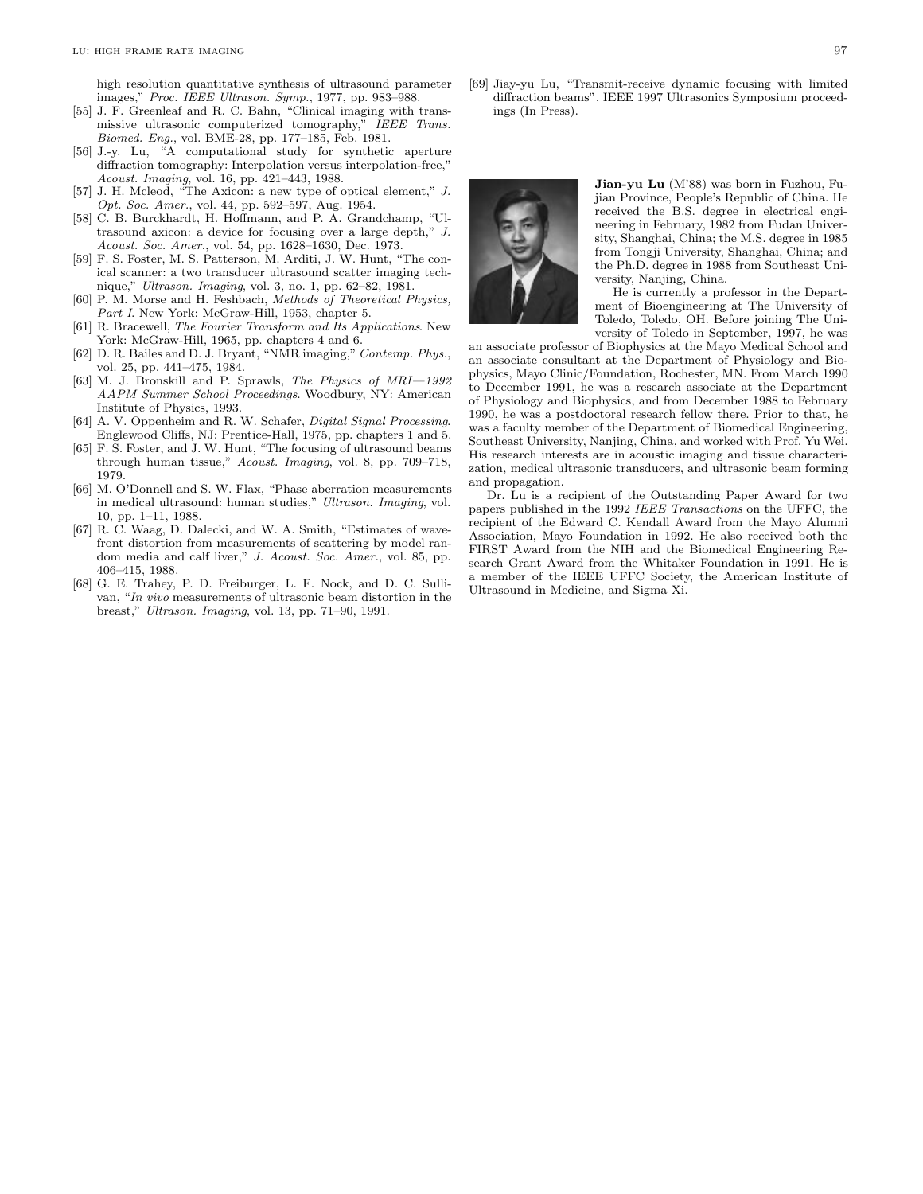high resolution quantitative synthesis of ultrasound parameter images," *Proc. IEEE Ultrason. Symp.*, 1977, pp. 983–988.

[55] J. F. Greenleaf and R. C. Bahn, "Clinical imaging with transmissive ultrasonic computerized tomography," *IEEE Trans. Biomed. Eng.*, vol. BME-28, pp. 177–185, Feb. 1981.

[56] J.-y. Lu, "A computational study for synthetic aperture diffraction tomography: Interpolation versus interpolation-free," *Acoust. Imaging*, vol. 16, pp. 421–443, 1988.

[57] J. H. Mcleod, "The Axicon: a new type of optical element," *J. Opt. Soc. Amer.*, vol. 44, pp. 592–597, Aug. 1954.

[58] C. B. Burckhardt, H. Hoffmann, and P. A. Grandchamp, "Ultrasound axicon: a device for focusing over a large depth," *J. Acoust. Soc. Amer.*, vol. 54, pp. 1628–1630, Dec. 1973.

[59] F. S. Foster, M. S. Patterson, M. Arditi, J. W. Hunt, "The conical scanner: a two transducer ultrasound scatter imaging technique," *Ultrason. Imaging*, vol. 3, no. 1, pp. 62–82, 1981.

[60] P. M. Morse and H. Feshbach, *Methods of Theoretical Physics, Part I.* New York: McGraw-Hill, 1953, chapter 5.

[61] R. Bracewell, *The Fourier Transform and Its Applications*. New York: McGraw-Hill, 1965, pp. chapters 4 and 6.

[62] D. R. Bailes and D. J. Bryant, "NMR imaging," *Contemp. Phys.*, vol. 25, pp. 441–475, 1984.

[63] M. J. Bronskill and P. Sprawls, *The Physics of MRI—1992 AAPM Summer School Proceedings*. Woodbury, NY: American Institute of Physics, 1993.

[64] A. V. Oppenheim and R. W. Schafer, *Digital Signal Processing*. Englewood Cliffs, NJ: Prentice-Hall, 1975, pp. chapters 1 and 5.

[65] F. S. Foster, and J. W. Hunt, "The focusing of ultrasound beams through human tissue," *Acoust. Imaging*, vol. 8, pp. 709–718, 1979.

[66] M. O'Donnell and S. W. Flax, "Phase aberration measurements in medical ultrasound: human studies," *Ultrason. Imaging*, vol. 10, pp. 1–11, 1988.

[67] R. C. Waag, D. Dalecki, and W. A. Smith, "Estimates of wavefront distortion from measurements of scattering by model random media and calf liver," *J. Acoust. Soc. Amer.*, vol. 85, pp. 406–415, 1988.

[68] G. E. Trahey, P. D. Freiburger, L. F. Nock, and D. C. Sullivan, "*In vivo* measurements of ultrasonic beam distortion in the breast," *Ultrason. Imaging*, vol. 13, pp. 71–90, 1991.

[69] Jiay-yu Lu, "Transmit-receive dynamic focusing with limited diffraction beams", IEEE 1997 Ultrasonics Symposium proceedings (In Press).

**Jian-yu Lu** (M'88) was born in Fuzhou, Fujian Province, People's Republic of China. He received the B.S. degree in electrical engineering in February, 1982 from Fudan University, Shanghai, China; the M.S. degree in 1985 from Tongji University, Shanghai, China; and the Ph.D. degree in 1988 from Southeast University, Nanjing, China.

He is currently a professor in the Department of Bioengineering at The University of Toledo, Toledo, OH. Before joining The University of Toledo in September, 1997, he was an associate professor of Biophysics at the Mayo Medical School and an associate consultant at the Department of Physiology and Biophysics, Mayo Clinic/Foundation, Rochester, MN. From March 1990 to December 1991, he was a research associate at the Department of Physiology and Biophysics, and from December 1988 to February 1990, he was a postdoctoral research fellow there. Prior to that, he was a faculty member of the Department of Biomedical Engineering, Southeast University, Nanjing, China, and worked with Prof. Yu Wei. His research interests are in acoustic imaging and tissue characterization, medical ultrasonic transducers, and ultrasonic beam forming and propagation.

Dr. Lu is a recipient of the Outstanding Paper Award for two papers published in the 1992 *IEEE Transactions* on the UFFC, the recipient of the Edward C. Kendall Award from the Mayo Alumni Association, Mayo Foundation in 1992. He also received both the FIRST Award from the NIH and the Biomedical Engineering Research Grant Award from the Whitaker Foundation in 1991. He is a member of the IEEE UFFC Society, the American Institute of Ultrasound in Medicine, and Sigma Xi.